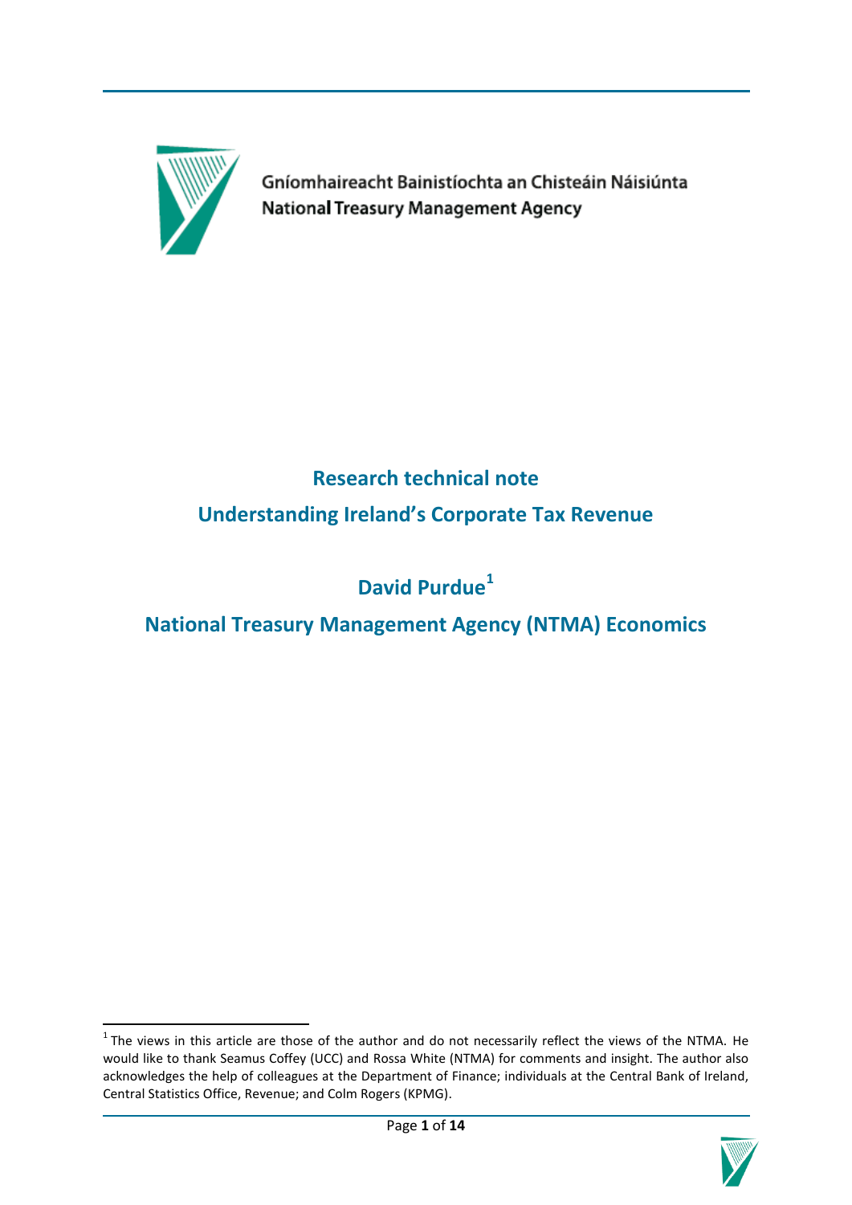Gníomhaireacht Bainistíochta an Chisteáin Náisiúnta

National Treasury Management Agency

# Research technical note

# Understanding Ireland's Corporate Tax Revenue

## David Purdue[1]

## National Treasury Management Agency (NTMA) Economics

[1] The views in this article are those of the author and do not necessarily reflect the views of the NTMA. He would like to thank Seamus Coffey (UCC) and Rossa White (NTMA) for comments and insight. The author also acknowledges the help of colleagues at the Department of Finance; individuals at the Central Bank of Ireland, Central Statistics Office, Revenue; and Colm Rogers (KPMG).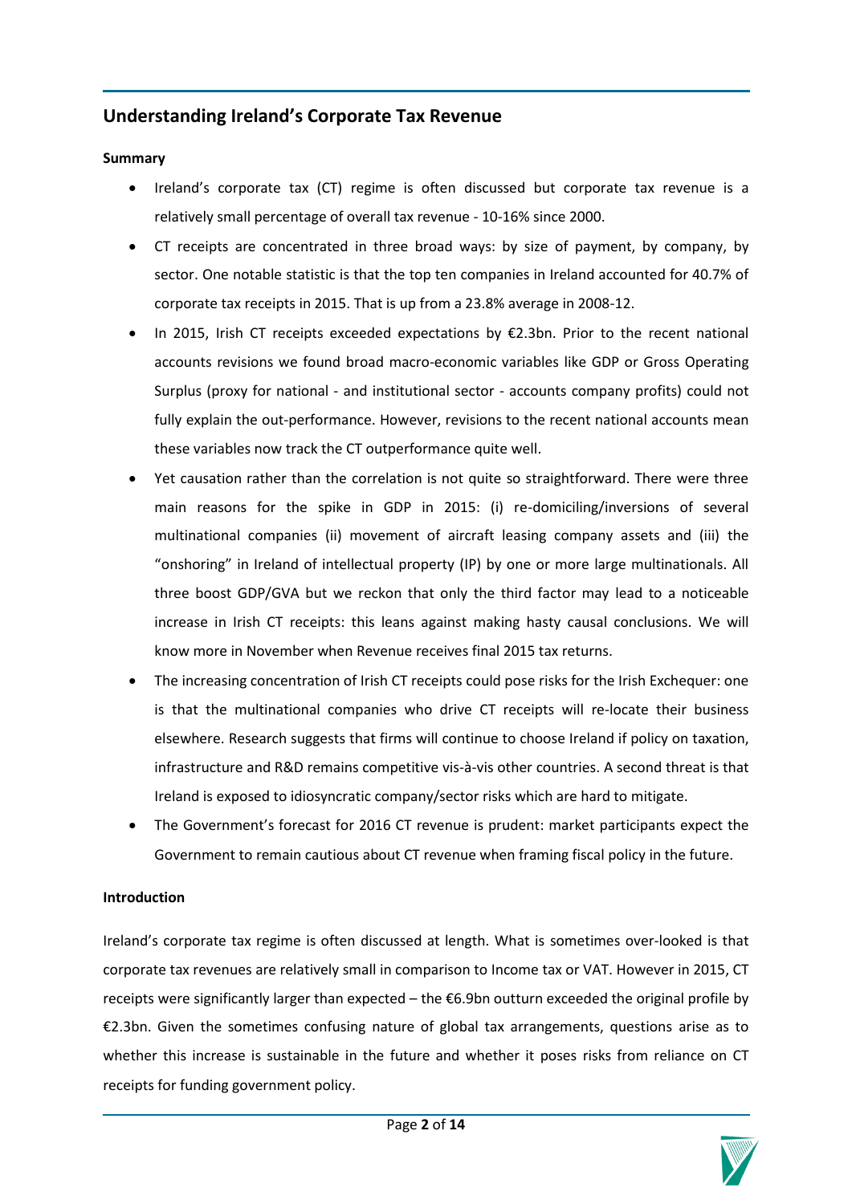## Understanding Ireland's Corporate Tax Revenue

**Summary**

- Ireland's corporate tax (CT) regime is often discussed but corporate tax revenue is a relatively small percentage of overall tax revenue - 10-16% since 2000.
- CT receipts are concentrated in three broad ways: by size of payment, by company, by sector. One notable statistic is that the top ten companies in Ireland accounted for 40.7% of corporate tax receipts in 2015. That is up from a 23.8% average in 2008-12.
- In 2015, Irish CT receipts exceeded expectations by €2.3bn. Prior to the recent national accounts revisions we found broad macro-economic variables like GDP or Gross Operating Surplus (proxy for national - and institutional sector - accounts company profits) could not fully explain the out-performance. However, revisions to the recent national accounts mean these variables now track the CT outperformance quite well.
- Yet causation rather than the correlation is not quite so straightforward. There were three main reasons for the spike in GDP in 2015: (i) re-domiciling/inversions of several multinational companies (ii) movement of aircraft leasing company assets and (iii) the "onshoring" in Ireland of intellectual property (IP) by one or more large multinationals. All three boost GDP/GVA but we reckon that only the third factor may lead to a noticeable increase in Irish CT receipts: this leans against making hasty causal conclusions. We will know more in November when Revenue receives final 2015 tax returns.
- The increasing concentration of Irish CT receipts could pose risks for the Irish Exchequer: one is that the multinational companies who drive CT receipts will re-locate their business elsewhere. Research suggests that firms will continue to choose Ireland if policy on taxation, infrastructure and R&D remains competitive vis-à-vis other countries. A second threat is that Ireland is exposed to idiosyncratic company/sector risks which are hard to mitigate.
- The Government's forecast for 2016 CT revenue is prudent: market participants expect the Government to remain cautious about CT revenue when framing fiscal policy in the future.

**Introduction**

Ireland's corporate tax regime is often discussed at length. What is sometimes over-looked is that corporate tax revenues are relatively small in comparison to Income tax or VAT. However in 2015, CT receipts were significantly larger than expected – the €6.9bn outturn exceeded the original profile by €2.3bn. Given the sometimes confusing nature of global tax arrangements, questions arise as to whether this increase is sustainable in the future and whether it poses risks from reliance on CT receipts for funding government policy.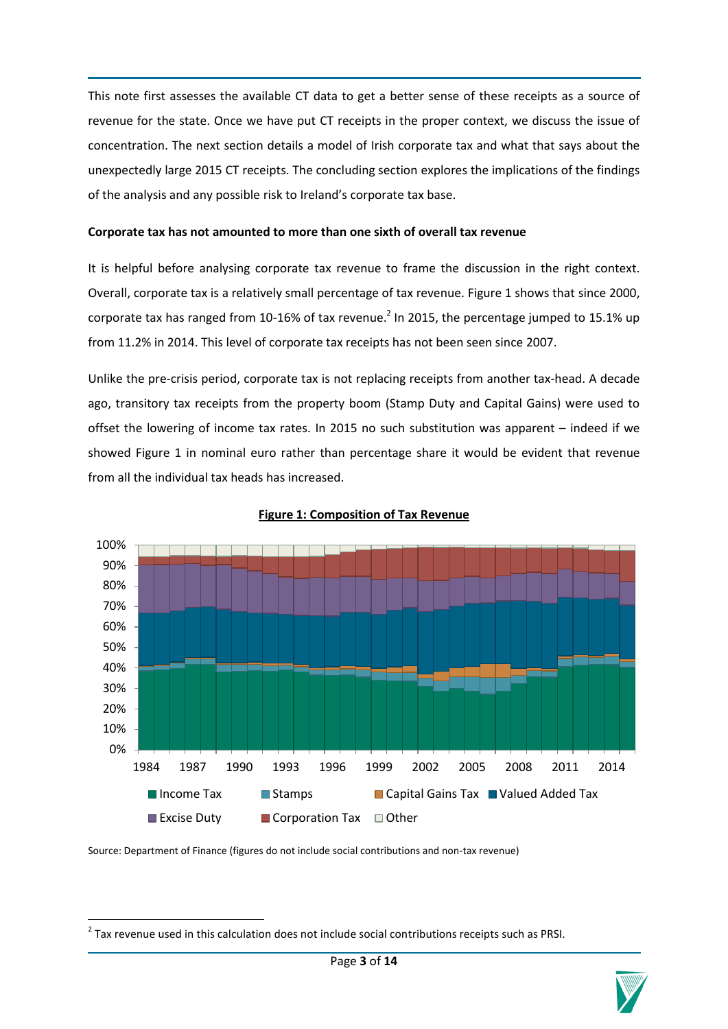This note first assesses the available CT data to get a better sense of these receipts as a source of revenue for the state. Once we have put CT receipts in the proper context, we discuss the issue of concentration. The next section details a model of Irish corporate tax and what that says about the unexpectedly large 2015 CT receipts. The concluding section explores the implications of the findings of the analysis and any possible risk to Ireland's corporate tax base.

**Corporate tax has not amounted to more than one sixth of overall tax revenue**

It is helpful before analysing corporate tax revenue to frame the discussion in the right context. Overall, corporate tax is a relatively small percentage of tax revenue. Figure 1 shows that since 2000, corporate tax has ranged from 10-16% of tax revenue.[2] In 2015, the percentage jumped to 15.1% up from 11.2% in 2014. This level of corporate tax receipts has not been seen since 2007.

Unlike the pre-crisis period, corporate tax is not replacing receipts from another tax-head. A decade ago, transitory tax receipts from the property boom (Stamp Duty and Capital Gains) were used to offset the lowering of income tax rates. In 2015 no such substitution was apparent – indeed if we showed Figure 1 in nominal euro rather than percentage share it would be evident that revenue from all the individual tax heads has increased.

**Figure 1: Composition of Tax Revenue**

Source: Department of Finance (figures do not include social contributions and non-tax revenue)

[2] Tax revenue used in this calculation does not include social contributions receipts such as PRSI.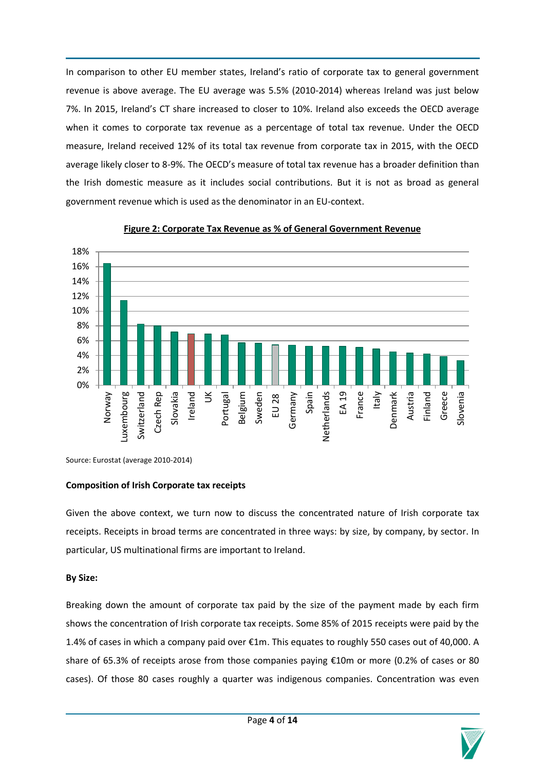In comparison to other EU member states, Ireland's ratio of corporate tax to general government revenue is above average. The EU average was 5.5% (2010-2014) whereas Ireland was just below 7%. In 2015, Ireland's CT share increased to closer to 10%. Ireland also exceeds the OECD average when it comes to corporate tax revenue as a percentage of total tax revenue. Under the OECD measure, Ireland received 12% of its total tax revenue from corporate tax in 2015, with the OECD average likely closer to 8-9%. The OECD's measure of total tax revenue has a broader definition than the Irish domestic measure as it includes social contributions. But it is not as broad as general government revenue which is used as the denominator in an EU-context.

**Figure 2: Corporate Tax Revenue as % of General Government Revenue**

Source: Eurostat (average 2010-2014)

**Composition of Irish Corporate tax receipts**

Given the above context, we turn now to discuss the concentrated nature of Irish corporate tax receipts. Receipts in broad terms are concentrated in three ways: by size, by company, by sector. In particular, US multinational firms are important to Ireland.

**By Size:**

Breaking down the amount of corporate tax paid by the size of the payment made by each firm shows the concentration of Irish corporate tax receipts. Some 85% of 2015 receipts were paid by the 1.4% of cases in which a company paid over €1m. This equates to roughly 550 cases out of 40,000. A share of 65.3% of receipts arose from those companies paying €10m or more (0.2% of cases or 80 cases). Of those 80 cases roughly a quarter was indigenous companies. Concentration was even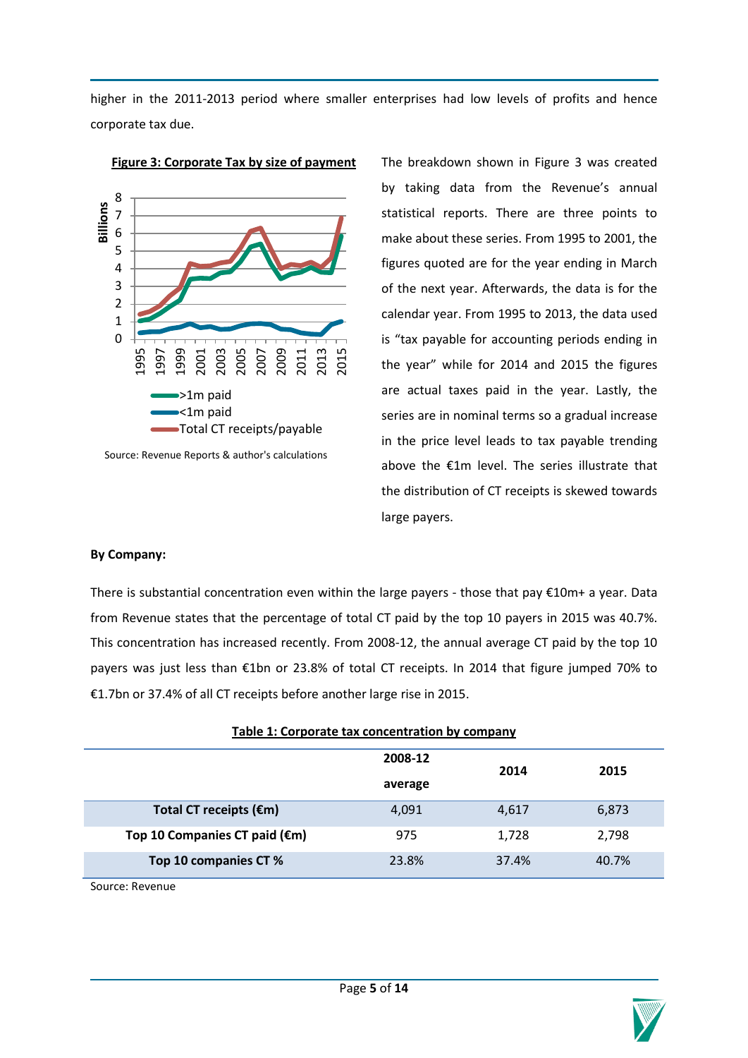higher in the 2011-2013 period where smaller enterprises had low levels of profits and hence corporate tax due.

**Figure 3: Corporate Tax by size of payment**

Source: Revenue Reports & author's calculations

The breakdown shown in Figure 3 was created by taking data from the Revenue's annual statistical reports. There are three points to make about these series. From 1995 to 2001, the figures quoted are for the year ending in March of the next year. Afterwards, the data is for the calendar year. From 1995 to 2013, the data used is "tax payable for accounting periods ending in the year" while for 2014 and 2015 the figures are actual taxes paid in the year. Lastly, the series are in nominal terms so a gradual increase in the price level leads to tax payable trending above the €1m level. The series illustrate that the distribution of CT receipts is skewed towards large payers.

**By Company:**

There is substantial concentration even within the large payers - those that pay €10m+ a year. Data from Revenue states that the percentage of total CT paid by the top 10 payers in 2015 was 40.7%. This concentration has increased recently. From 2008-12, the annual average CT paid by the top 10 payers was just less than €1bn or 23.8% of total CT receipts. In 2014 that figure jumped 70% to €1.7bn or 37.4% of all CT receipts before another large rise in 2015.

**Table 1: Corporate tax concentration by company**

| | 2008-12 average | 2014 | 2015 |
|---|---|---|---|
| **Total CT receipts (€m)** | 4,091 | 4,617 | 6,873 |
| **Top 10 Companies CT paid (€m)** | 975 | 1,728 | 2,798 |
| **Top 10 companies CT %** | 23.8% | 37.4% | 40.7% |

Source: Revenue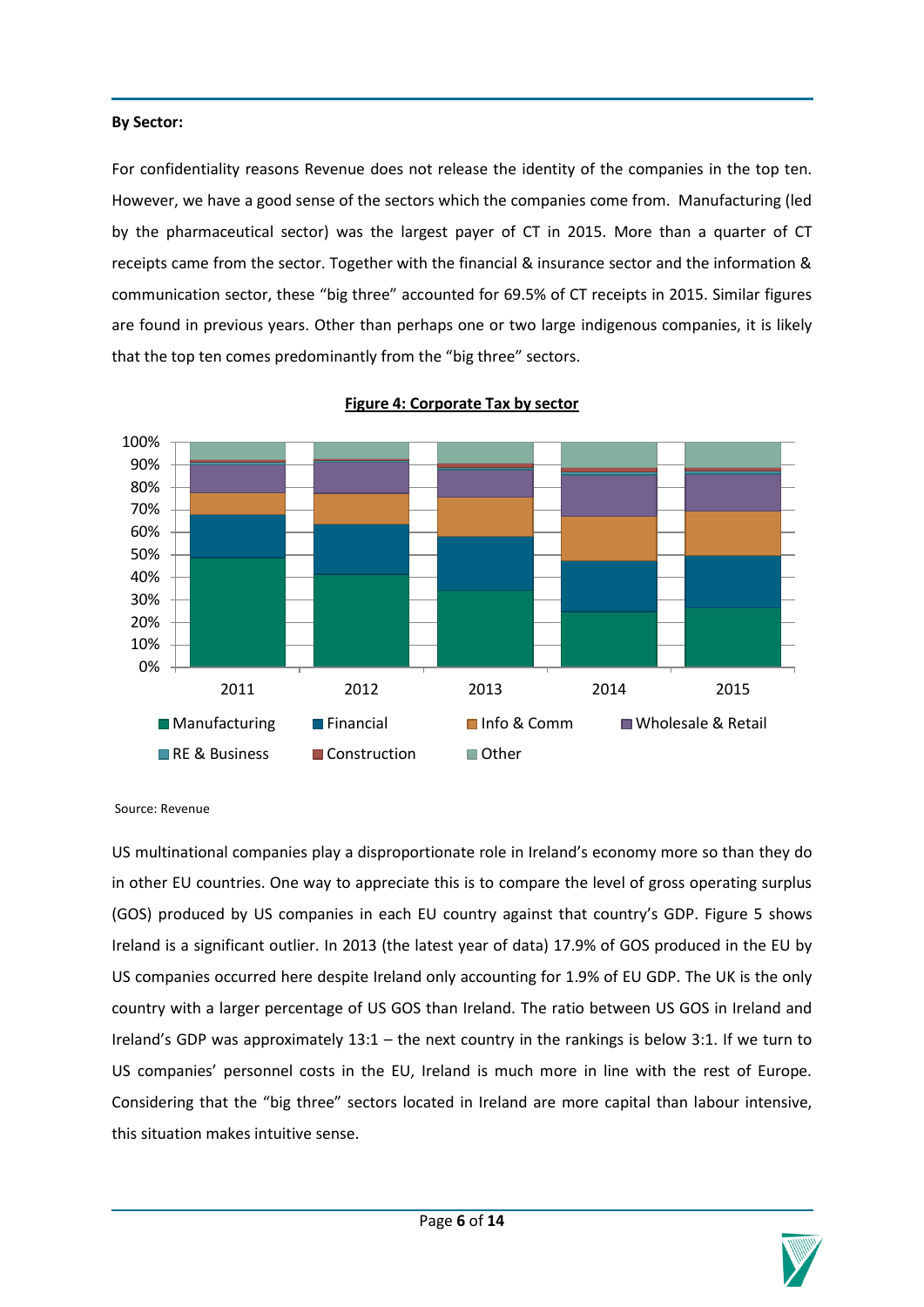**By Sector:**

For confidentiality reasons Revenue does not release the identity of the companies in the top ten. However, we have a good sense of the sectors which the companies come from. Manufacturing (led by the pharmaceutical sector) was the largest payer of CT in 2015. More than a quarter of CT receipts came from the sector. Together with the financial & insurance sector and the information & communication sector, these "big three" accounted for 69.5% of CT receipts in 2015. Similar figures are found in previous years. Other than perhaps one or two large indigenous companies, it is likely that the top ten comes predominantly from the "big three" sectors.

**Figure 4: Corporate Tax by sector**

Source: Revenue

US multinational companies play a disproportionate role in Ireland's economy more so than they do in other EU countries. One way to appreciate this is to compare the level of gross operating surplus (GOS) produced by US companies in each EU country against that country's GDP. Figure 5 shows Ireland is a significant outlier. In 2013 (the latest year of data) 17.9% of GOS produced in the EU by US companies occurred here despite Ireland only accounting for 1.9% of EU GDP. The UK is the only country with a larger percentage of US GOS than Ireland. The ratio between US GOS in Ireland and Ireland's GDP was approximately 13:1 – the next country in the rankings is below 3:1. If we turn to US companies' personnel costs in the EU, Ireland is much more in line with the rest of Europe. Considering that the "big three" sectors located in Ireland are more capital than labour intensive, this situation makes intuitive sense.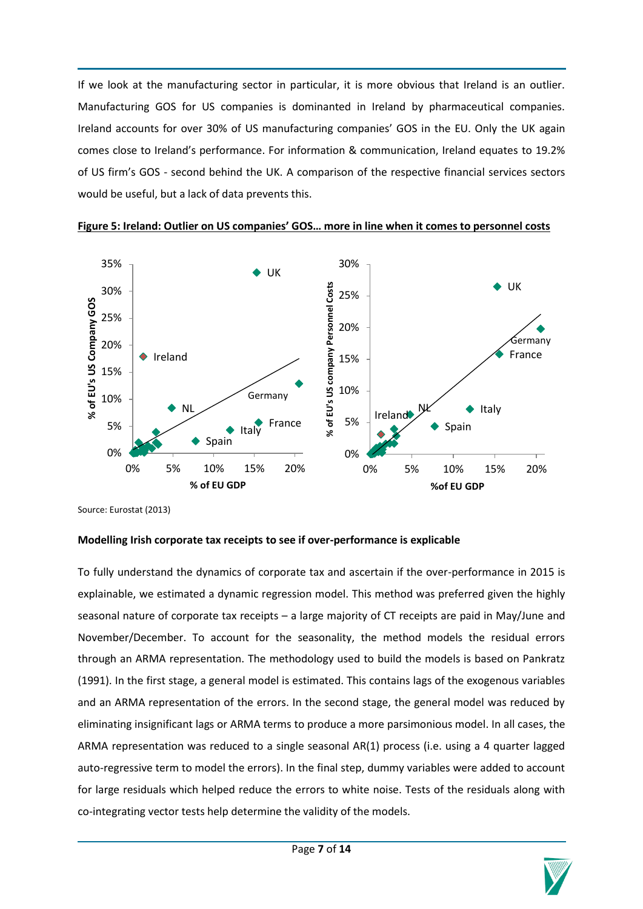If we look at the manufacturing sector in particular, it is more obvious that Ireland is an outlier. Manufacturing GOS for US companies is dominanted in Ireland by pharmaceutical companies. Ireland accounts for over 30% of US manufacturing companies' GOS in the EU. Only the UK again comes close to Ireland's performance. For information & communication, Ireland equates to 19.2% of US firm's GOS - second behind the UK. A comparison of the respective financial services sectors would be useful, but a lack of data prevents this.

**Figure 5: Ireland: Outlier on US companies' GOS… more in line when it comes to personnel costs**

Source: Eurostat (2013)

**Modelling Irish corporate tax receipts to see if over-performance is explicable**

To fully understand the dynamics of corporate tax and ascertain if the over-performance in 2015 is explainable, we estimated a dynamic regression model. This method was preferred given the highly seasonal nature of corporate tax receipts – a large majority of CT receipts are paid in May/June and November/December. To account for the seasonality, the method models the residual errors through an ARMA representation. The methodology used to build the models is based on Pankratz (1991). In the first stage, a general model is estimated. This contains lags of the exogenous variables and an ARMA representation of the errors. In the second stage, the general model was reduced by eliminating insignificant lags or ARMA terms to produce a more parsimonious model. In all cases, the ARMA representation was reduced to a single seasonal AR(1) process (i.e. using a 4 quarter lagged auto-regressive term to model the errors). In the final step, dummy variables were added to account for large residuals which helped reduce the errors to white noise. Tests of the residuals along with co-integrating vector tests help determine the validity of the models.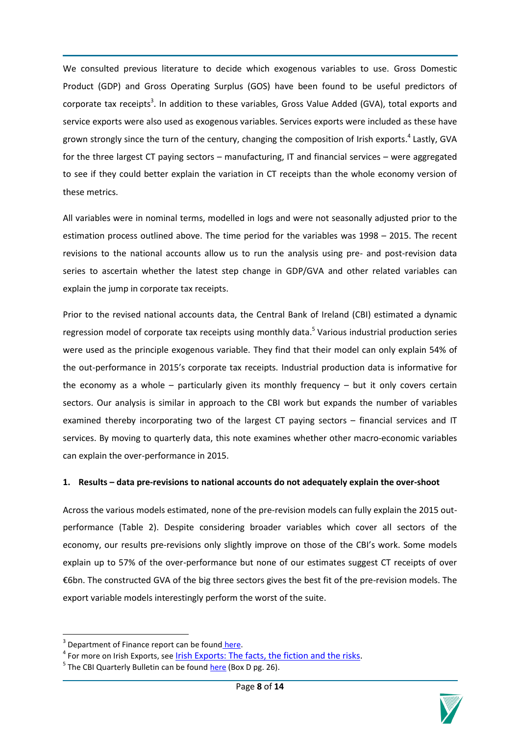We consulted previous literature to decide which exogenous variables to use. Gross Domestic Product (GDP) and Gross Operating Surplus (GOS) have been found to be useful predictors of corporate tax receipts[3]. In addition to these variables, Gross Value Added (GVA), total exports and service exports were also used as exogenous variables. Services exports were included as these have grown strongly since the turn of the century, changing the composition of Irish exports.[4] Lastly, GVA for the three largest CT paying sectors – manufacturing, IT and financial services – were aggregated to see if they could better explain the variation in CT receipts than the whole economy version of these metrics.

All variables were in nominal terms, modelled in logs and were not seasonally adjusted prior to the estimation process outlined above. The time period for the variables was 1998 – 2015. The recent revisions to the national accounts allow us to run the analysis using pre- and post-revision data series to ascertain whether the latest step change in GDP/GVA and other related variables can explain the jump in corporate tax receipts.

Prior to the revised national accounts data, the Central Bank of Ireland (CBI) estimated a dynamic regression model of corporate tax receipts using monthly data.[5] Various industrial production series were used as the principle exogenous variable. They find that their model can only explain 54% of the out-performance in 2015's corporate tax receipts. Industrial production data is informative for the economy as a whole – particularly given its monthly frequency – but it only covers certain sectors. Our analysis is similar in approach to the CBI work but expands the number of variables examined thereby incorporating two of the largest CT paying sectors – financial services and IT services. By moving to quarterly data, this note examines whether other macro-economic variables can explain the over-performance in 2015.

**1. Results – data pre-revisions to national accounts do not adequately explain the over-shoot**

Across the various models estimated, none of the pre-revision models can fully explain the 2015 out-performance (Table 2). Despite considering broader variables which cover all sectors of the economy, our results pre-revisions only slightly improve on those of the CBI's work. Some models explain up to 57% of the over-performance but none of our estimates suggest CT receipts of over €6bn. The constructed GVA of the big three sectors gives the best fit of the pre-revision models. The export variable models interestingly perform the worst of the suite.

---

[3] Department of Finance report can be found here.

[4] For more on Irish Exports, see Irish Exports: The facts, the fiction and the risks.

[5] The CBI Quarterly Bulletin can be found here (Box D pg. 26).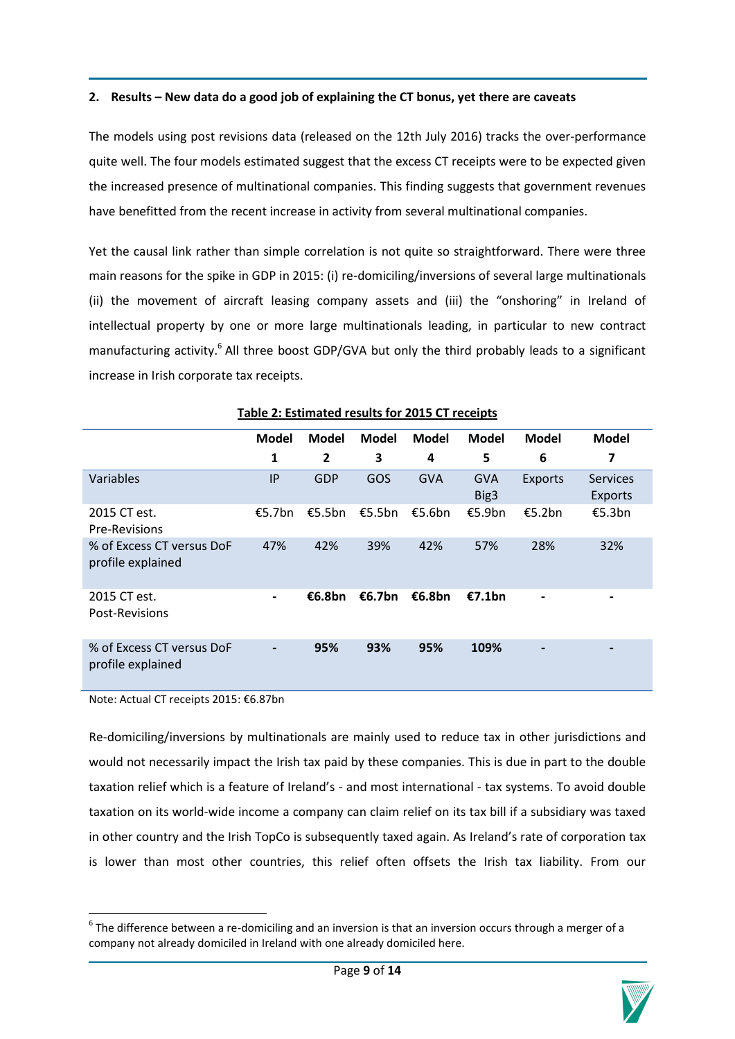## 2. Results – New data do a good job of explaining the CT bonus, yet there are caveats

The models using post revisions data (released on the 12th July 2016) tracks the over-performance quite well. The four models estimated suggest that the excess CT receipts were to be expected given the increased presence of multinational companies. This finding suggests that government revenues have benefitted from the recent increase in activity from several multinational companies.

Yet the causal link rather than simple correlation is not quite so straightforward. There were three main reasons for the spike in GDP in 2015: (i) re-domiciling/inversions of several large multinationals (ii) the movement of aircraft leasing company assets and (iii) the "onshoring" in Ireland of intellectual property by one or more large multinationals leading, in particular to new contract manufacturing activity.[6] All three boost GDP/GVA but only the third probably leads to a significant increase in Irish corporate tax receipts.

**Table 2: Estimated results for 2015 CT receipts**

| | Model 1 | Model 2 | Model 3 | Model 4 | Model 5 | Model 6 | Model 7 |
|---|---|---|---|---|---|---|---|
| Variables | IP | GDP | GOS | GVA | GVA Big3 | Exports | Services Exports |
| 2015 CT est. Pre-Revisions | €5.7bn | €5.5bn | €5.5bn | €5.6bn | €5.9bn | €5.2bn | €5.3bn |
| % of Excess CT versus DoF profile explained | 47% | 42% | 39% | 42% | 57% | 28% | 32% |
| 2015 CT est. Post-Revisions | - | **€6.8bn** | **€6.7bn** | **€6.8bn** | **€7.1bn** | - | - |
| % of Excess CT versus DoF profile explained | - | **95%** | **93%** | **95%** | **109%** | - | - |

Note: Actual CT receipts 2015: €6.87bn

Re-domiciling/inversions by multinationals are mainly used to reduce tax in other jurisdictions and would not necessarily impact the Irish tax paid by these companies. This is due in part to the double taxation relief which is a feature of Ireland's - and most international - tax systems. To avoid double taxation on its world-wide income a company can claim relief on its tax bill if a subsidiary was taxed in other country and the Irish TopCo is subsequently taxed again. As Ireland's rate of corporation tax is lower than most other countries, this relief often offsets the Irish tax liability. From our

[6] The difference between a re-domiciling and an inversion is that an inversion occurs through a merger of a company not already domiciled in Ireland with one already domiciled here.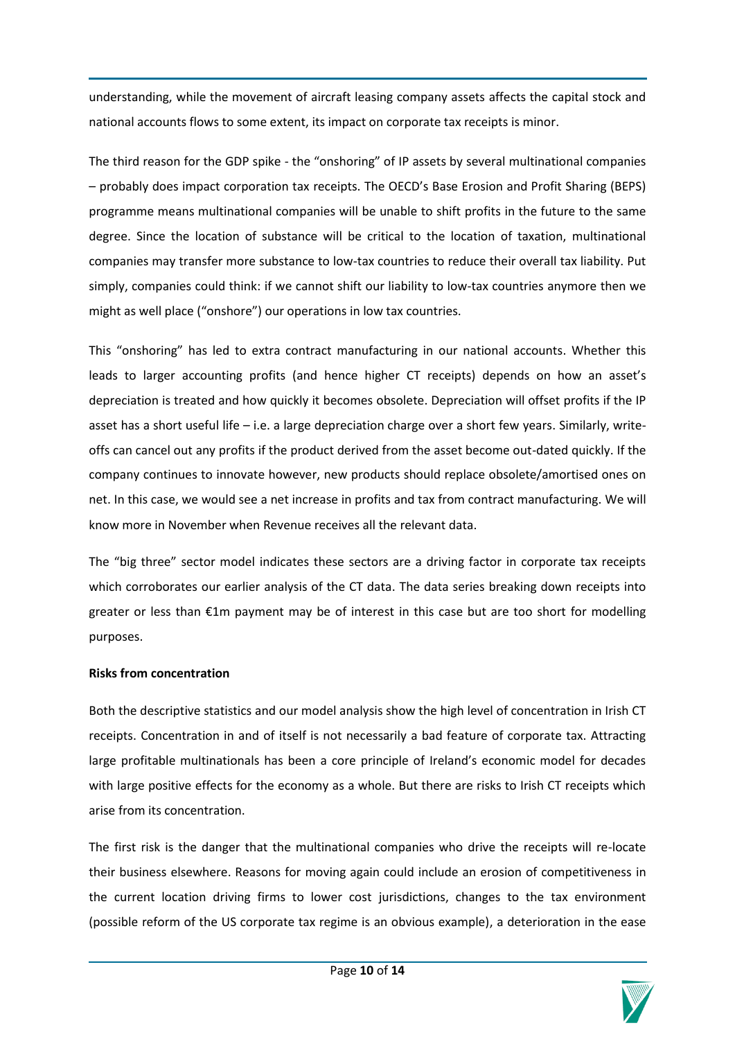understanding, while the movement of aircraft leasing company assets affects the capital stock and national accounts flows to some extent, its impact on corporate tax receipts is minor.

The third reason for the GDP spike - the "onshoring" of IP assets by several multinational companies – probably does impact corporation tax receipts. The OECD's Base Erosion and Profit Sharing (BEPS) programme means multinational companies will be unable to shift profits in the future to the same degree. Since the location of substance will be critical to the location of taxation, multinational companies may transfer more substance to low-tax countries to reduce their overall tax liability. Put simply, companies could think: if we cannot shift our liability to low-tax countries anymore then we might as well place ("onshore") our operations in low tax countries.

This "onshoring" has led to extra contract manufacturing in our national accounts. Whether this leads to larger accounting profits (and hence higher CT receipts) depends on how an asset's depreciation is treated and how quickly it becomes obsolete. Depreciation will offset profits if the IP asset has a short useful life – i.e. a large depreciation charge over a short few years. Similarly, write-offs can cancel out any profits if the product derived from the asset become out-dated quickly. If the company continues to innovate however, new products should replace obsolete/amortised ones on net. In this case, we would see a net increase in profits and tax from contract manufacturing. We will know more in November when Revenue receives all the relevant data.

The "big three" sector model indicates these sectors are a driving factor in corporate tax receipts which corroborates our earlier analysis of the CT data. The data series breaking down receipts into greater or less than €1m payment may be of interest in this case but are too short for modelling purposes.

**Risks from concentration**

Both the descriptive statistics and our model analysis show the high level of concentration in Irish CT receipts. Concentration in and of itself is not necessarily a bad feature of corporate tax. Attracting large profitable multinationals has been a core principle of Ireland's economic model for decades with large positive effects for the economy as a whole. But there are risks to Irish CT receipts which arise from its concentration.

The first risk is the danger that the multinational companies who drive the receipts will re-locate their business elsewhere. Reasons for moving again could include an erosion of competitiveness in the current location driving firms to lower cost jurisdictions, changes to the tax environment (possible reform of the US corporate tax regime is an obvious example), a deterioration in the ease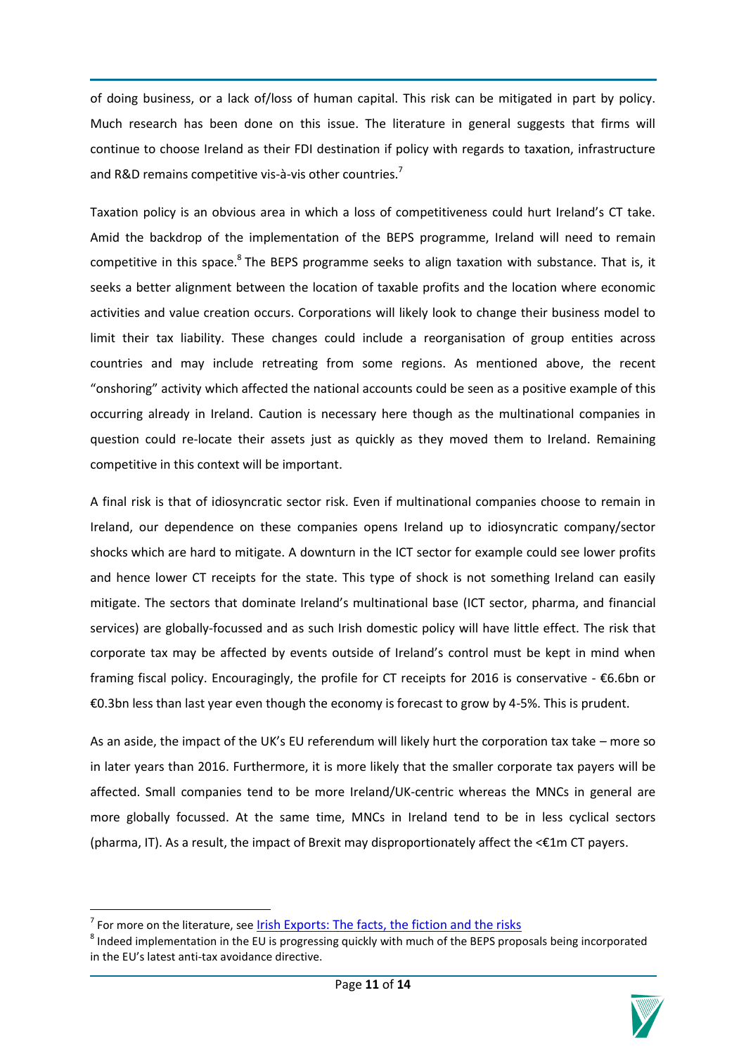of doing business, or a lack of/loss of human capital. This risk can be mitigated in part by policy. Much research has been done on this issue. The literature in general suggests that firms will continue to choose Ireland as their FDI destination if policy with regards to taxation, infrastructure and R&D remains competitive vis-à-vis other countries.[7]

Taxation policy is an obvious area in which a loss of competitiveness could hurt Ireland's CT take. Amid the backdrop of the implementation of the BEPS programme, Ireland will need to remain competitive in this space.[8] The BEPS programme seeks to align taxation with substance. That is, it seeks a better alignment between the location of taxable profits and the location where economic activities and value creation occurs. Corporations will likely look to change their business model to limit their tax liability. These changes could include a reorganisation of group entities across countries and may include retreating from some regions. As mentioned above, the recent "onshoring" activity which affected the national accounts could be seen as a positive example of this occurring already in Ireland. Caution is necessary here though as the multinational companies in question could re-locate their assets just as quickly as they moved them to Ireland. Remaining competitive in this context will be important.

A final risk is that of idiosyncratic sector risk. Even if multinational companies choose to remain in Ireland, our dependence on these companies opens Ireland up to idiosyncratic company/sector shocks which are hard to mitigate. A downturn in the ICT sector for example could see lower profits and hence lower CT receipts for the state. This type of shock is not something Ireland can easily mitigate. The sectors that dominate Ireland's multinational base (ICT sector, pharma, and financial services) are globally-focussed and as such Irish domestic policy will have little effect. The risk that corporate tax may be affected by events outside of Ireland's control must be kept in mind when framing fiscal policy. Encouragingly, the profile for CT receipts for 2016 is conservative - €6.6bn or €0.3bn less than last year even though the economy is forecast to grow by 4-5%. This is prudent.

As an aside, the impact of the UK's EU referendum will likely hurt the corporation tax take – more so in later years than 2016. Furthermore, it is more likely that the smaller corporate tax payers will be affected. Small companies tend to be more Ireland/UK-centric whereas the MNCs in general are more globally focussed. At the same time, MNCs in Ireland tend to be in less cyclical sectors (pharma, IT). As a result, the impact of Brexit may disproportionately affect the <€1m CT payers.

---

[7] For more on the literature, see Irish Exports: The facts, the fiction and the risks

[8] Indeed implementation in the EU is progressing quickly with much of the BEPS proposals being incorporated in the EU's latest anti-tax avoidance directive.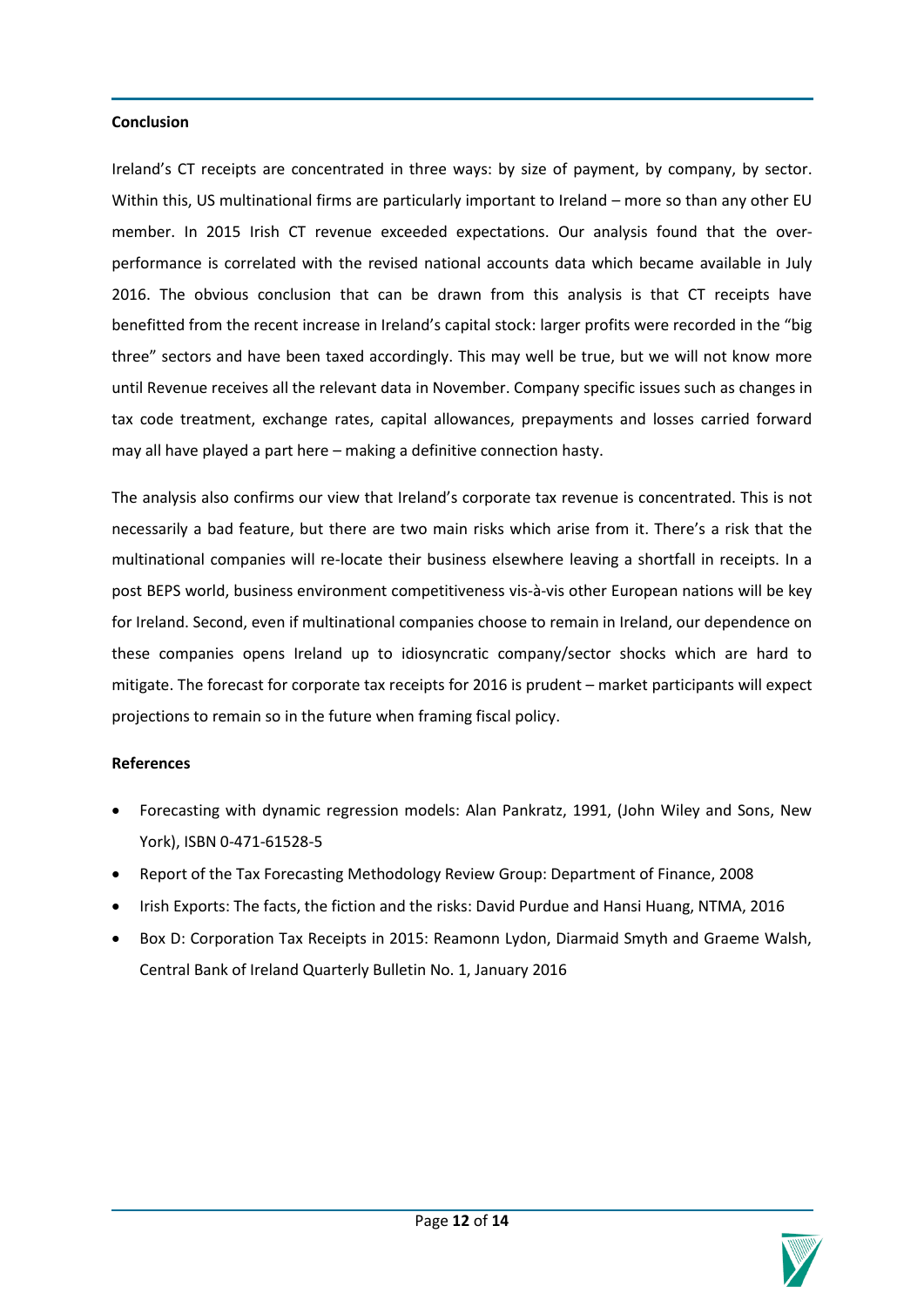**Conclusion**

Ireland's CT receipts are concentrated in three ways: by size of payment, by company, by sector. Within this, US multinational firms are particularly important to Ireland – more so than any other EU member. In 2015 Irish CT revenue exceeded expectations. Our analysis found that the over-performance is correlated with the revised national accounts data which became available in July 2016. The obvious conclusion that can be drawn from this analysis is that CT receipts have benefitted from the recent increase in Ireland's capital stock: larger profits were recorded in the "big three" sectors and have been taxed accordingly. This may well be true, but we will not know more until Revenue receives all the relevant data in November. Company specific issues such as changes in tax code treatment, exchange rates, capital allowances, prepayments and losses carried forward may all have played a part here – making a definitive connection hasty.

The analysis also confirms our view that Ireland's corporate tax revenue is concentrated. This is not necessarily a bad feature, but there are two main risks which arise from it. There's a risk that the multinational companies will re-locate their business elsewhere leaving a shortfall in receipts. In a post BEPS world, business environment competitiveness vis-à-vis other European nations will be key for Ireland. Second, even if multinational companies choose to remain in Ireland, our dependence on these companies opens Ireland up to idiosyncratic company/sector shocks which are hard to mitigate. The forecast for corporate tax receipts for 2016 is prudent – market participants will expect projections to remain so in the future when framing fiscal policy.

**References**

- Forecasting with dynamic regression models: Alan Pankratz, 1991, (John Wiley and Sons, New York), ISBN 0-471-61528-5
- Report of the Tax Forecasting Methodology Review Group: Department of Finance, 2008
- Irish Exports: The facts, the fiction and the risks: David Purdue and Hansi Huang, NTMA, 2016
- Box D: Corporation Tax Receipts in 2015: Reamonn Lydon, Diarmaid Smyth and Graeme Walsh, Central Bank of Ireland Quarterly Bulletin No. 1, January 2016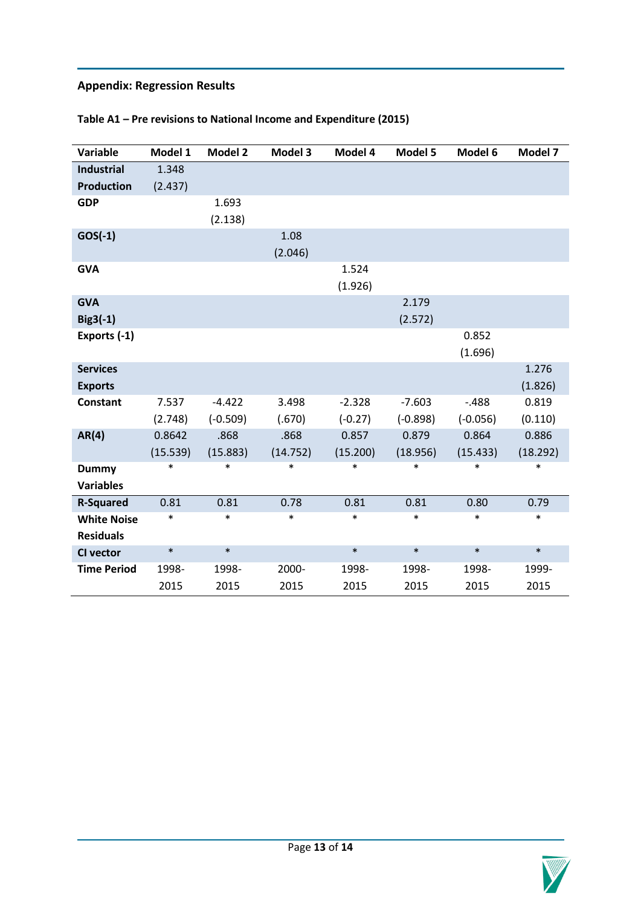**Appendix: Regression Results**

**Table A1 – Pre revisions to National Income and Expenditure (2015)**

| Variable | Model 1 | Model 2 | Model 3 | Model 4 | Model 5 | Model 6 | Model 7 |
|---|---|---|---|---|---|---|---|
| **Industrial Production** | 1.348 (2.437) | | | | | | |
| **GDP** | | 1.693 (2.138) | | | | | |
| **GOS(-1)** | | | 1.08 (2.046) | | | | |
| **GVA** | | | | 1.524 (1.926) | | | |
| **GVA Big3(-1)** | | | | | 2.179 (2.572) | | |
| **Exports (-1)** | | | | | | 0.852 (1.696) | |
| **Services Exports** | | | | | | | 1.276 (1.826) |
| **Constant** | 7.537 (2.748) | -4.422 (-0.509) | 3.498 (.670) | -2.328 (-0.27) | -7.603 (-0.898) | -.488 (-0.056) | 0.819 (0.110) |
| **AR(4)** | 0.8642 (15.539) | .868 (15.883) | .868 (14.752) | 0.857 (15.200) | 0.879 (18.956) | 0.864 (15.433) | 0.886 (18.292) |
| **Dummy Variables** | * | * | * | * | * | * | * |
| **R-Squared** | 0.81 | 0.81 | 0.78 | 0.81 | 0.81 | 0.80 | 0.79 |
| **White Noise Residuals** | * | * | * | * | * | * | * |
| **CI vector** | * | * | | * | * | * | * |
| **Time Period** | 1998-2015 | 1998-2015 | 2000-2015 | 1998-2015 | 1998-2015 | 1998-2015 | 1999-2015 |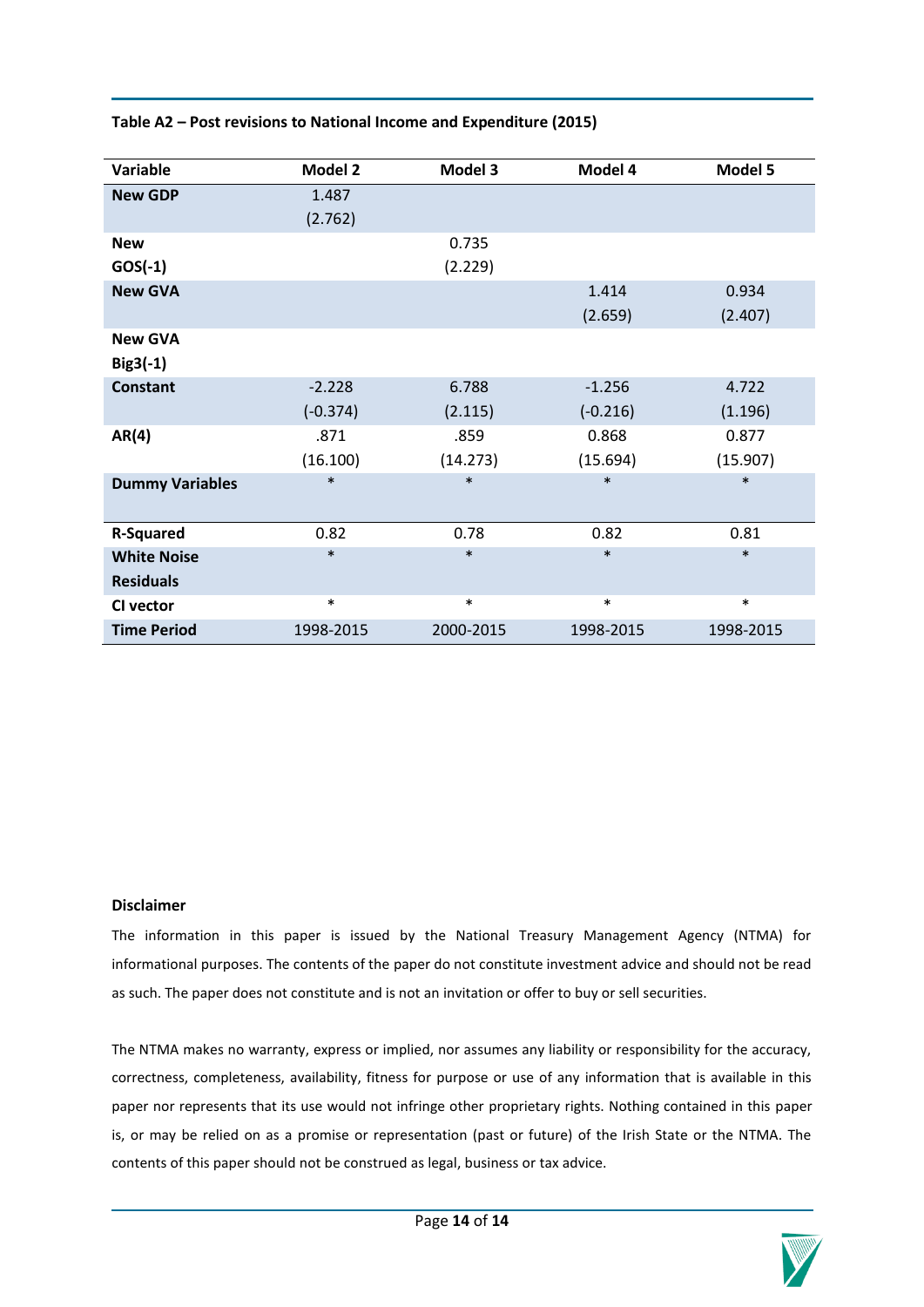**Table A2 – Post revisions to National Income and Expenditure (2015)**

| Variable | Model 2 | Model 3 | Model 4 | Model 5 |
|---|---|---|---|---|
| **New GDP** | 1.487<br>(2.762) | | | |
| **New GOS(-1)** | | 0.735<br>(2.229) | | |
| **New GVA** | | | 1.414<br>(2.659) | 0.934<br>(2.407) |
| **New GVA Big3(-1)** | | | | |
| **Constant** | -2.228<br>(-0.374) | 6.788<br>(2.115) | -1.256<br>(-0.216) | 4.722<br>(1.196) |
| **AR(4)** | .871<br>(16.100) | .859<br>(14.273) | 0.868<br>(15.694) | 0.877<br>(15.907) |
| **Dummy Variables** | * | * | * | * |
| **R-Squared** | 0.82 | 0.78 | 0.82 | 0.81 |
| **White Noise Residuals** | * | * | * | * |
| **CI vector** | * | * | * | * |
| **Time Period** | 1998-2015 | 2000-2015 | 1998-2015 | 1998-2015 |

**Disclaimer**

The information in this paper is issued by the National Treasury Management Agency (NTMA) for informational purposes. The contents of the paper do not constitute investment advice and should not be read as such. The paper does not constitute and is not an invitation or offer to buy or sell securities.

The NTMA makes no warranty, express or implied, nor assumes any liability or responsibility for the accuracy, correctness, completeness, availability, fitness for purpose or use of any information that is available in this paper nor represents that its use would not infringe other proprietary rights. Nothing contained in this paper is, or may be relied on as a promise or representation (past or future) of the Irish State or the NTMA. The contents of this paper should not be construed as legal, business or tax advice.